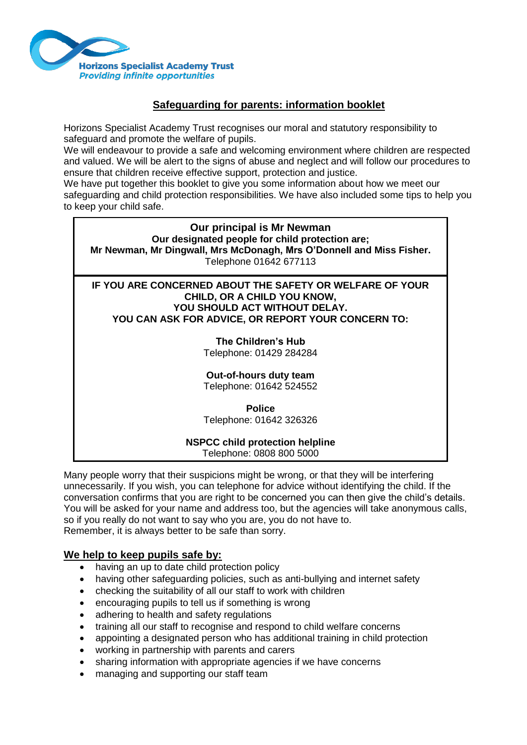**Horizons Specialist Academy Trust**
*Providing infinite opportunities*

# Safeguarding for parents: information booklet

Horizons Specialist Academy Trust recognises our moral and statutory responsibility to safeguard and promote the welfare of pupils.

We will endeavour to provide a safe and welcoming environment where children are respected and valued. We will be alert to the signs of abuse and neglect and will follow our procedures to ensure that children receive effective support, protection and justice.

We have put together this booklet to give you some information about how we meet our safeguarding and child protection responsibilities. We have also included some tips to help you to keep your child safe.

**Our principal is Mr Newman**
**Our designated people for child protection are;**
**Mr Newman, Mr Dingwall, Mrs McDonagh, Mrs O'Donnell and Miss Fisher.**
Telephone 01642 677113

**IF YOU ARE CONCERNED ABOUT THE SAFETY OR WELFARE OF YOUR CHILD, OR A CHILD YOU KNOW, YOU SHOULD ACT WITHOUT DELAY. YOU CAN ASK FOR ADVICE, OR REPORT YOUR CONCERN TO:**

**The Children's Hub**
Telephone: 01429 284284

**Out-of-hours duty team**
Telephone: 01642 524552

**Police**
Telephone: 01642 326326

**NSPCC child protection helpline**
Telephone: 0808 800 5000

Many people worry that their suspicions might be wrong, or that they will be interfering unnecessarily. If you wish, you can telephone for advice without identifying the child. If the conversation confirms that you are right to be concerned you can then give the child's details. You will be asked for your name and address too, but the agencies will take anonymous calls, so if you really do not want to say who you are, you do not have to.
Remember, it is always better to be safe than sorry.

## We help to keep pupils safe by:

- having an up to date child protection policy
- having other safeguarding policies, such as anti-bullying and internet safety
- checking the suitability of all our staff to work with children
- encouraging pupils to tell us if something is wrong
- adhering to health and safety regulations
- training all our staff to recognise and respond to child welfare concerns
- appointing a designated person who has additional training in child protection
- working in partnership with parents and carers
- sharing information with appropriate agencies if we have concerns
- managing and supporting our staff team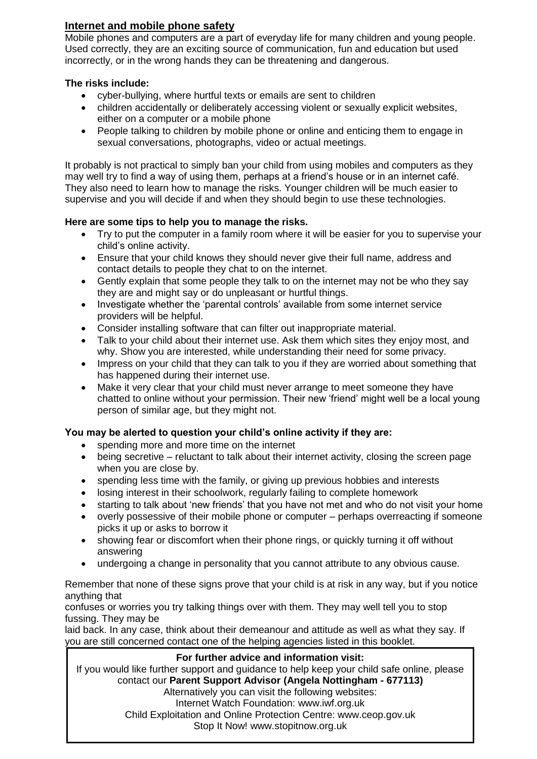## Internet and mobile phone safety

Mobile phones and computers are a part of everyday life for many children and young people. Used correctly, they are an exciting source of communication, fun and education but used incorrectly, or in the wrong hands they can be threatening and dangerous.

**The risks include:**

- cyber-bullying, where hurtful texts or emails are sent to children
- children accidentally or deliberately accessing violent or sexually explicit websites, either on a computer or a mobile phone
- People talking to children by mobile phone or online and enticing them to engage in sexual conversations, photographs, video or actual meetings.

It probably is not practical to simply ban your child from using mobiles and computers as they may well try to find a way of using them, perhaps at a friend's house or in an internet café. They also need to learn how to manage the risks. Younger children will be much easier to supervise and you will decide if and when they should begin to use these technologies.

**Here are some tips to help you to manage the risks.**

- Try to put the computer in a family room where it will be easier for you to supervise your child's online activity.
- Ensure that your child knows they should never give their full name, address and contact details to people they chat to on the internet.
- Gently explain that some people they talk to on the internet may not be who they say they are and might say or do unpleasant or hurtful things.
- Investigate whether the 'parental controls' available from some internet service providers will be helpful.
- Consider installing software that can filter out inappropriate material.
- Talk to your child about their internet use. Ask them which sites they enjoy most, and why. Show you are interested, while understanding their need for some privacy.
- Impress on your child that they can talk to you if they are worried about something that has happened during their internet use.
- Make it very clear that your child must never arrange to meet someone they have chatted to online without your permission. Their new 'friend' might well be a local young person of similar age, but they might not.

**You may be alerted to question your child's online activity if they are:**

- spending more and more time on the internet
- being secretive – reluctant to talk about their internet activity, closing the screen page when you are close by.
- spending less time with the family, or giving up previous hobbies and interests
- losing interest in their schoolwork, regularly failing to complete homework
- starting to talk about 'new friends' that you have not met and who do not visit your home
- overly possessive of their mobile phone or computer – perhaps overreacting if someone picks it up or asks to borrow it
- showing fear or discomfort when their phone rings, or quickly turning it off without answering
- undergoing a change in personality that you cannot attribute to any obvious cause.

Remember that none of these signs prove that your child is at risk in any way, but if you notice anything that confuses or worries you try talking things over with them. They may well tell you to stop fussing. They may be laid back. In any case, think about their demeanour and attitude as well as what they say. If you are still concerned contact one of the helping agencies listed in this booklet.

**For further advice and information visit:**

If you would like further support and guidance to help keep your child safe online, please contact our **Parent Support Advisor (Angela Nottingham - 677113)**

Alternatively you can visit the following websites:

Internet Watch Foundation: www.iwf.org.uk

Child Exploitation and Online Protection Centre: www.ceop.gov.uk

Stop It Now! www.stopitnow.org.uk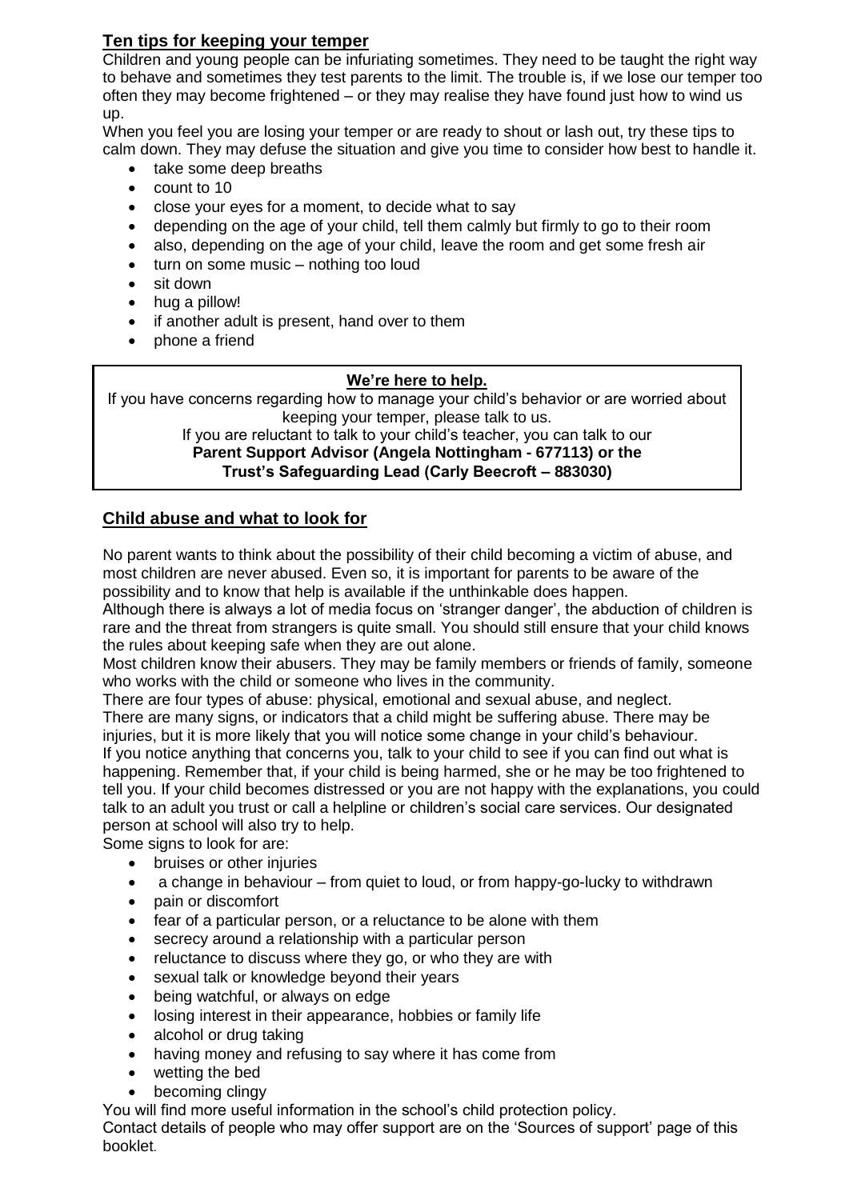## Ten tips for keeping your temper

Children and young people can be infuriating sometimes. They need to be taught the right way to behave and sometimes they test parents to the limit. The trouble is, if we lose our temper too often they may become frightened – or they may realise they have found just how to wind us up.

When you feel you are losing your temper or are ready to shout or lash out, try these tips to calm down. They may defuse the situation and give you time to consider how best to handle it.

- take some deep breaths
- count to 10
- close your eyes for a moment, to decide what to say
- depending on the age of your child, tell them calmly but firmly to go to their room
- also, depending on the age of your child, leave the room and get some fresh air
- turn on some music – nothing too loud
- sit down
- hug a pillow!
- if another adult is present, hand over to them
- phone a friend

**We're here to help.**

If you have concerns regarding how to manage your child's behavior or are worried about keeping your temper, please talk to us.

If you are reluctant to talk to your child's teacher, you can talk to our **Parent Support Advisor (Angela Nottingham - 677113) or the Trust's Safeguarding Lead (Carly Beecroft – 883030)**

## Child abuse and what to look for

No parent wants to think about the possibility of their child becoming a victim of abuse, and most children are never abused. Even so, it is important for parents to be aware of the possibility and to know that help is available if the unthinkable does happen.

Although there is always a lot of media focus on 'stranger danger', the abduction of children is rare and the threat from strangers is quite small. You should still ensure that your child knows the rules about keeping safe when they are out alone.

Most children know their abusers. They may be family members or friends of family, someone who works with the child or someone who lives in the community.

There are four types of abuse: physical, emotional and sexual abuse, and neglect.

There are many signs, or indicators that a child might be suffering abuse. There may be injuries, but it is more likely that you will notice some change in your child's behaviour.

If you notice anything that concerns you, talk to your child to see if you can find out what is happening. Remember that, if your child is being harmed, she or he may be too frightened to tell you. If your child becomes distressed or you are not happy with the explanations, you could talk to an adult you trust or call a helpline or children's social care services. Our designated person at school will also try to help.

Some signs to look for are:

- bruises or other injuries
- a change in behaviour – from quiet to loud, or from happy-go-lucky to withdrawn
- pain or discomfort
- fear of a particular person, or a reluctance to be alone with them
- secrecy around a relationship with a particular person
- reluctance to discuss where they go, or who they are with
- sexual talk or knowledge beyond their years
- being watchful, or always on edge
- losing interest in their appearance, hobbies or family life
- alcohol or drug taking
- having money and refusing to say where it has come from
- wetting the bed
- becoming clingy

You will find more useful information in the school's child protection policy.

Contact details of people who may offer support are on the 'Sources of support' page of this booklet.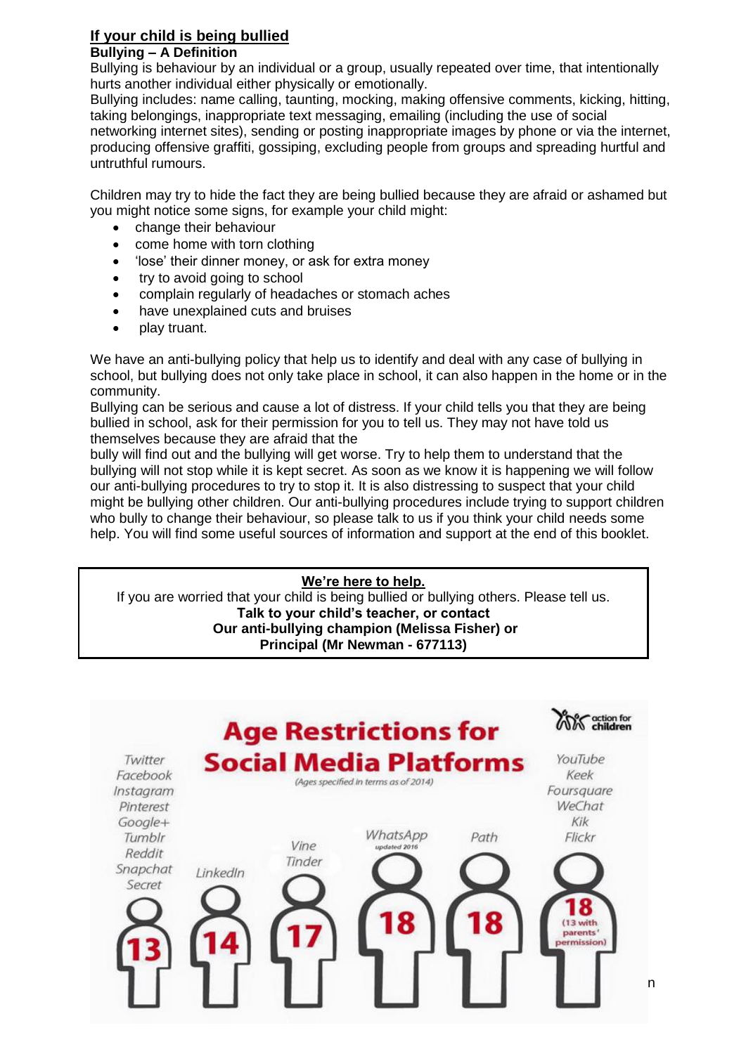## If your child is being bullied

**Bullying – A Definition**

Bullying is behaviour by an individual or a group, usually repeated over time, that intentionally hurts another individual either physically or emotionally.

Bullying includes: name calling, taunting, mocking, making offensive comments, kicking, hitting, taking belongings, inappropriate text messaging, emailing (including the use of social networking internet sites), sending or posting inappropriate images by phone or via the internet, producing offensive graffiti, gossiping, excluding people from groups and spreading hurtful and untruthful rumours.

Children may try to hide the fact they are being bullied because they are afraid or ashamed but you might notice some signs, for example your child might:

- change their behaviour
- come home with torn clothing
- 'lose' their dinner money, or ask for extra money
- try to avoid going to school
- complain regularly of headaches or stomach aches
- have unexplained cuts and bruises
- play truant.

We have an anti-bullying policy that help us to identify and deal with any case of bullying in school, but bullying does not only take place in school, it can also happen in the home or in the community.

Bullying can be serious and cause a lot of distress. If your child tells you that they are being bullied in school, ask for their permission for you to tell us. They may not have told us themselves because they are afraid that the bully will find out and the bullying will get worse. Try to help them to understand that the bullying will not stop while it is kept secret. As soon as we know it is happening we will follow our anti-bullying procedures to try to stop it. It is also distressing to suspect that your child might be bullying other children. Our anti-bullying procedures include trying to support children who bully to change their behaviour, so please talk to us if you think your child needs some help. You will find some useful sources of information and support at the end of this booklet.

---

**We're here to help.**

If you are worried that your child is being bullied or bullying others. Please tell us.

**Talk to your child's teacher, or contact**
**Our anti-bullying champion (Melissa Fisher) or**
**Principal (Mr Newman - 677113)**

---

### Age Restrictions for Social Media Platforms

*(Ages specified in terms as of 2014)*

action for children

- **13**: Twitter, Facebook, Instagram, Pinterest, Google+, Tumblr, Reddit, Snapchat, Secret
- **14**: LinkedIn
- **17**: Vine, Tinder
- **18**: WhatsApp (updated 2016)
- **18**: Path
- **18 (13 with parents' permission)**: YouTube, Keek, Foursquare, WeChat, Kik, Flickr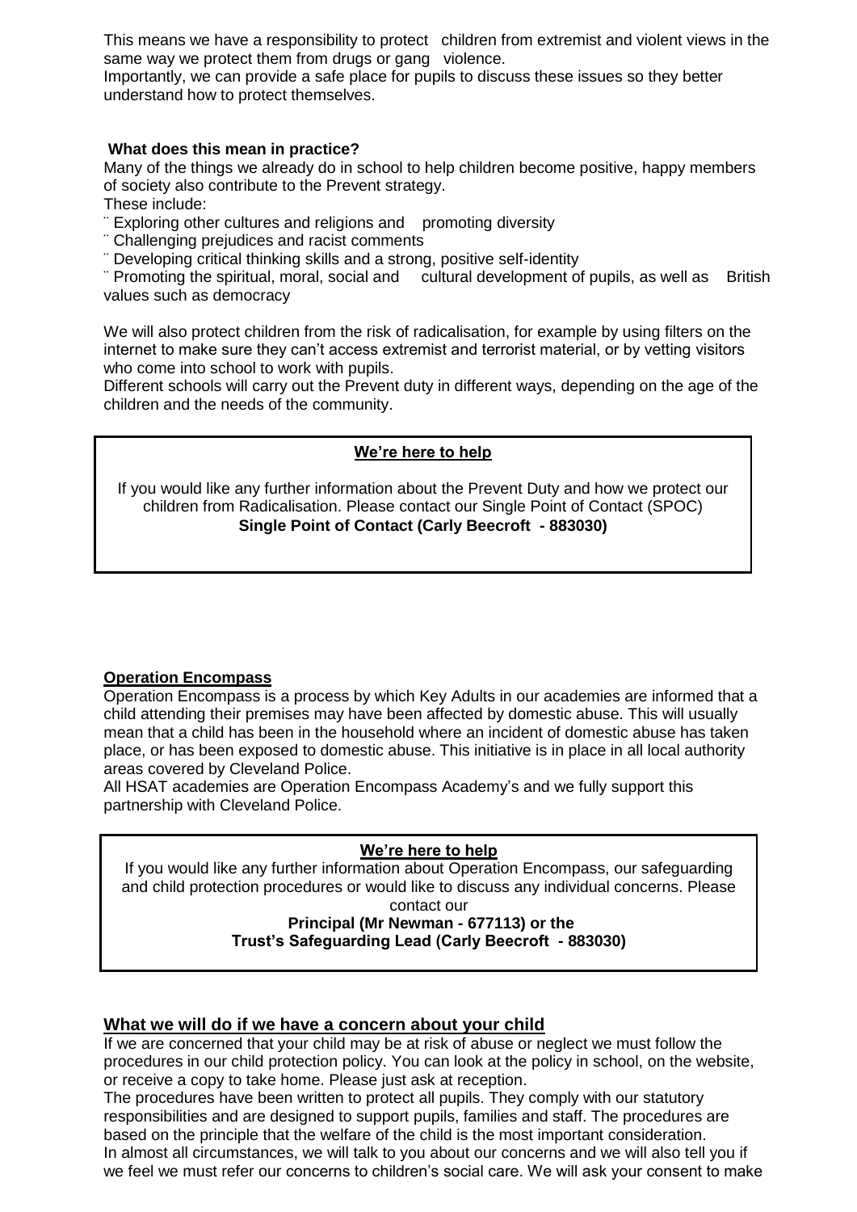This means we have a responsibility to protect children from extremist and violent views in the same way we protect them from drugs or gang violence.
Importantly, we can provide a safe place for pupils to discuss these issues so they better understand how to protect themselves.

**What does this mean in practice?**

Many of the things we already do in school to help children become positive, happy members of society also contribute to the Prevent strategy.
These include:

- Exploring other cultures and religions and promoting diversity
- Challenging prejudices and racist comments
- Developing critical thinking skills and a strong, positive self-identity
- Promoting the spiritual, moral, social and cultural development of pupils, as well as British values such as democracy

We will also protect children from the risk of radicalisation, for example by using filters on the internet to make sure they can't access extremist and terrorist material, or by vetting visitors who come into school to work with pupils.
Different schools will carry out the Prevent duty in different ways, depending on the age of the children and the needs of the community.

**<u>We're here to help</u>**

If you would like any further information about the Prevent Duty and how we protect our children from Radicalisation. Please contact our Single Point of Contact (SPOC)
**Single Point of Contact (Carly Beecroft - 883030)**

**<u>Operation Encompass</u>**

Operation Encompass is a process by which Key Adults in our academies are informed that a child attending their premises may have been affected by domestic abuse. This will usually mean that a child has been in the household where an incident of domestic abuse has taken place, or has been exposed to domestic abuse. This initiative is in place in all local authority areas covered by Cleveland Police.
All HSAT academies are Operation Encompass Academy's and we fully support this partnership with Cleveland Police.

**<u>We're here to help</u>**

If you would like any further information about Operation Encompass, our safeguarding and child protection procedures or would like to discuss any individual concerns. Please contact our
**Principal (Mr Newman - 677113) or the**
**Trust's Safeguarding Lead (Carly Beecroft - 883030)**

## <u>What we will do if we have a concern about your child</u>

If we are concerned that your child may be at risk of abuse or neglect we must follow the procedures in our child protection policy. You can look at the policy in school, on the website, or receive a copy to take home. Please just ask at reception.
The procedures have been written to protect all pupils. They comply with our statutory responsibilities and are designed to support pupils, families and staff. The procedures are based on the principle that the welfare of the child is the most important consideration.
In almost all circumstances, we will talk to you about our concerns and we will also tell you if we feel we must refer our concerns to children's social care. We will ask your consent to make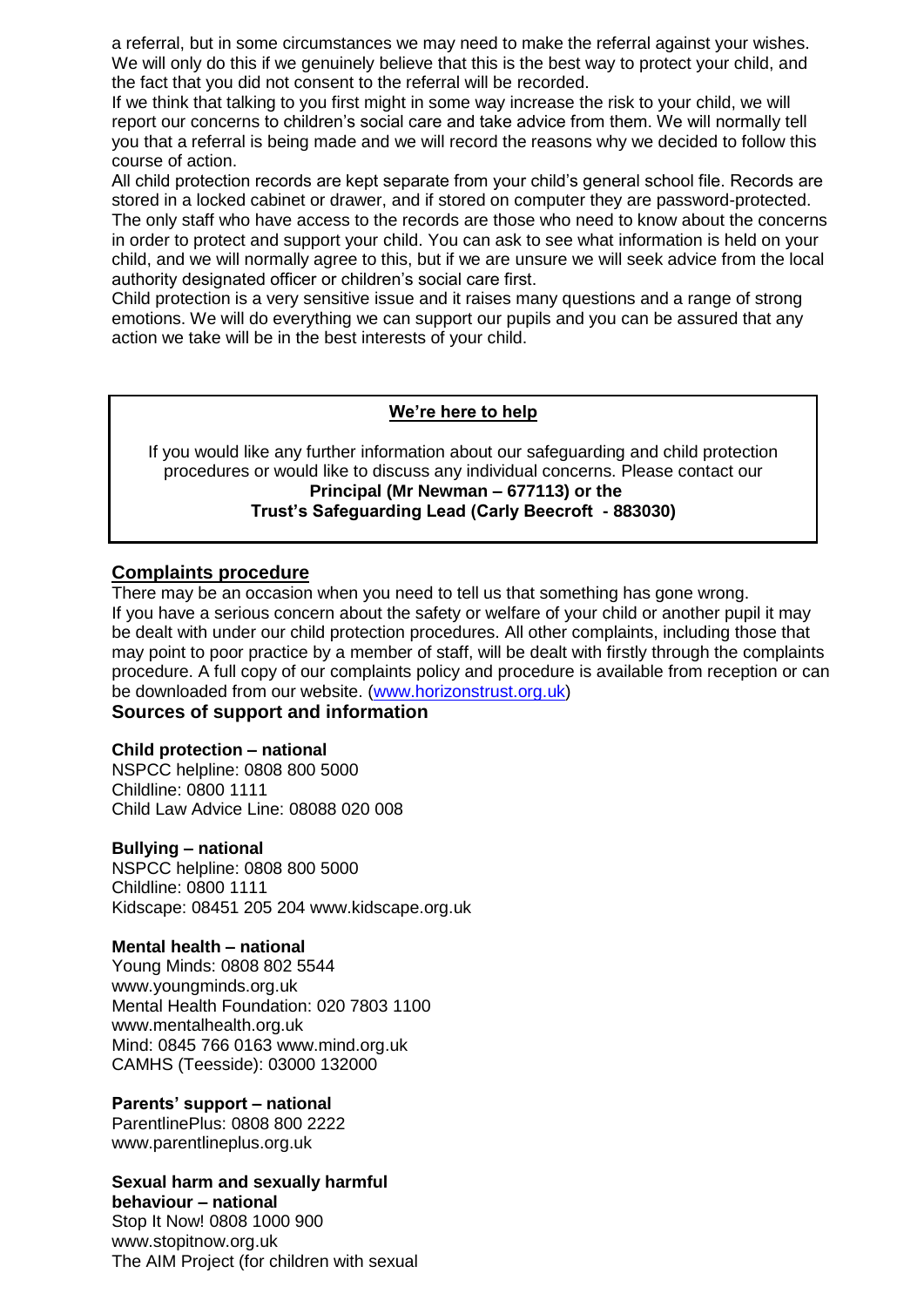a referral, but in some circumstances we may need to make the referral against your wishes. We will only do this if we genuinely believe that this is the best way to protect your child, and the fact that you did not consent to the referral will be recorded.

If we think that talking to you first might in some way increase the risk to your child, we will report our concerns to children's social care and take advice from them. We will normally tell you that a referral is being made and we will record the reasons why we decided to follow this course of action.

All child protection records are kept separate from your child's general school file. Records are stored in a locked cabinet or drawer, and if stored on computer they are password-protected. The only staff who have access to the records are those who need to know about the concerns in order to protect and support your child. You can ask to see what information is held on your child, and we will normally agree to this, but if we are unsure we will seek advice from the local authority designated officer or children's social care first.

Child protection is a very sensitive issue and it raises many questions and a range of strong emotions. We will do everything we can support our pupils and you can be assured that any action we take will be in the best interests of your child.

**We're here to help**

If you would like any further information about our safeguarding and child protection procedures or would like to discuss any individual concerns. Please contact our
**Principal (Mr Newman – 677113) or the**
**Trust's Safeguarding Lead (Carly Beecroft - 883030)**

## Complaints procedure

There may be an occasion when you need to tell us that something has gone wrong.
If you have a serious concern about the safety or welfare of your child or another pupil it may be dealt with under our child protection procedures. All other complaints, including those that may point to poor practice by a member of staff, will be dealt with firstly through the complaints procedure. A full copy of our complaints policy and procedure is available from reception or can be downloaded from our website. (www.horizonstrust.org.uk)

## Sources of support and information

**Child protection – national**
NSPCC helpline: 0808 800 5000
Childline: 0800 1111
Child Law Advice Line: 08088 020 008

**Bullying – national**
NSPCC helpline: 0808 800 5000
Childline: 0800 1111
Kidscape: 08451 205 204 www.kidscape.org.uk

**Mental health – national**
Young Minds: 0808 802 5544
www.youngminds.org.uk
Mental Health Foundation: 020 7803 1100
www.mentalhealth.org.uk
Mind: 0845 766 0163 www.mind.org.uk
CAMHS (Teesside): 03000 132000

**Parents' support – national**
ParentlinePlus: 0808 800 2222
www.parentlineplus.org.uk

**Sexual harm and sexually harmful behaviour – national**
Stop It Now! 0808 1000 900
www.stopitnow.org.uk
The AIM Project (for children with sexual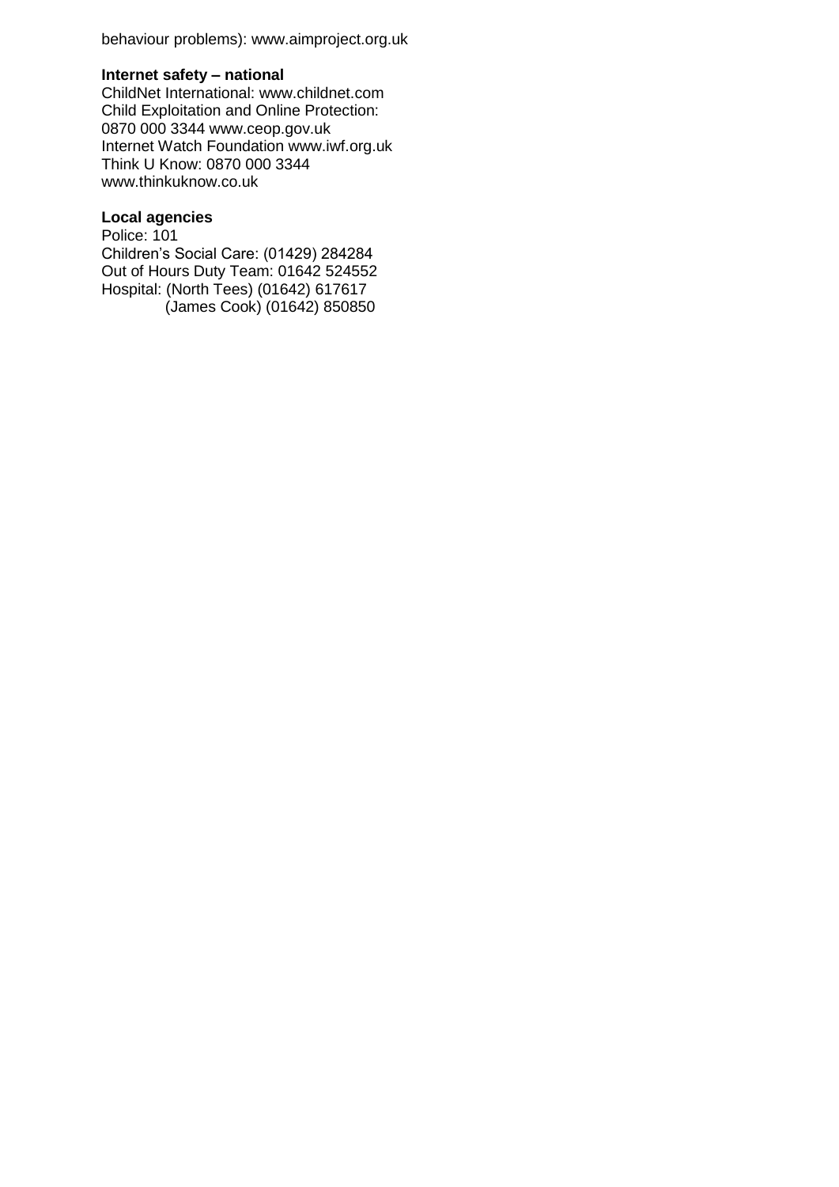behaviour problems): www.aimproject.org.uk

**Internet safety – national**

ChildNet International: www.childnet.com
Child Exploitation and Online Protection: 0870 000 3344 www.ceop.gov.uk
Internet Watch Foundation www.iwf.org.uk
Think U Know: 0870 000 3344 www.thinkuknow.co.uk

**Local agencies**

Police: 101
Children's Social Care: (01429) 284284
Out of Hours Duty Team: 01642 524552
Hospital: (North Tees) (01642) 617617
(James Cook) (01642) 850850